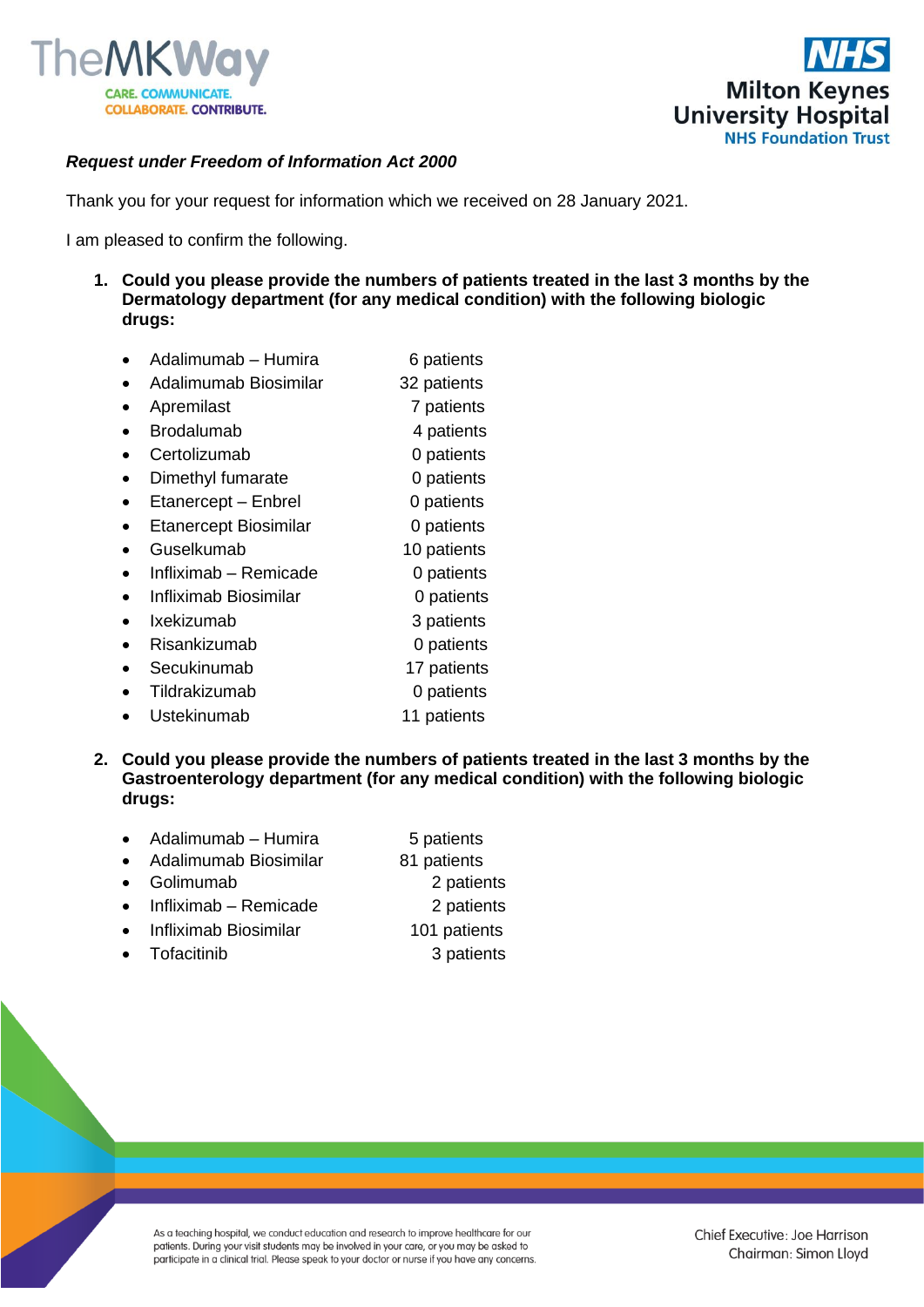*Request under Freedom of Information Act 2000*

Thank you for your request for information which we received on 28 January 2021.

I am pleased to confirm the following.

1. **Could you please provide the numbers of patients treated in the last 3 months by the Dermatology department (for any medical condition) with the following biologic drugs:**

   - Adalimumab – Humira 6 patients
   - Adalimumab Biosimilar 32 patients
   - Apremilast 7 patients
   - Brodalumab 4 patients
   - Certolizumab 0 patients
   - Dimethyl fumarate 0 patients
   - Etanercept – Enbrel 0 patients
   - Etanercept Biosimilar 0 patients
   - Guselkumab 10 patients
   - Infliximab – Remicade 0 patients
   - Infliximab Biosimilar 0 patients
   - Ixekizumab 3 patients
   - Risankizumab 0 patients
   - Secukinumab 17 patients
   - Tildrakizumab 0 patients
   - Ustekinumab 11 patients

2. **Could you please provide the numbers of patients treated in the last 3 months by the Gastroenterology department (for any medical condition) with the following biologic drugs:**

   - Adalimumab – Humira 5 patients
   - Adalimumab Biosimilar 81 patients
   - Golimumab 2 patients
   - Infliximab – Remicade 2 patients
   - Infliximab Biosimilar 101 patients
   - Tofacitinib 3 patients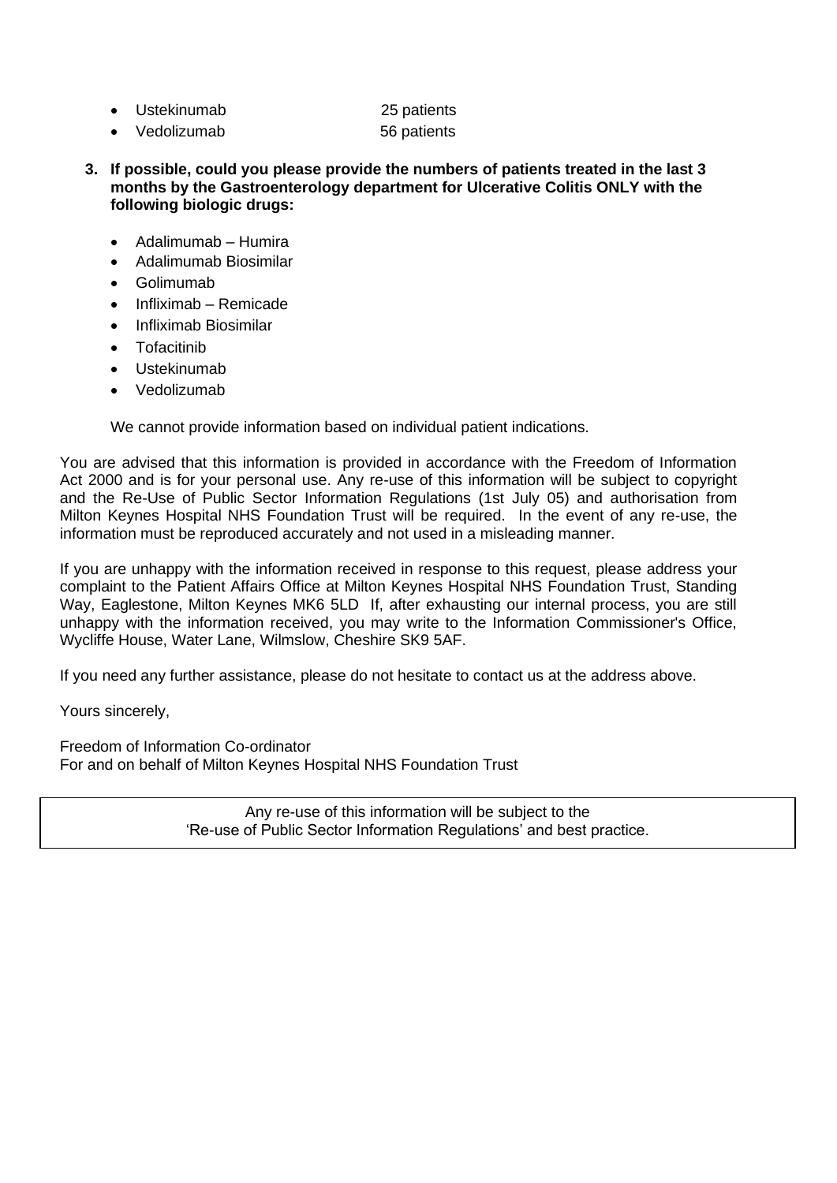- Ustekinumab 25 patients
- Vedolizumab 56 patients

3. **If possible, could you please provide the numbers of patients treated in the last 3 months by the Gastroenterology department for Ulcerative Colitis ONLY with the following biologic drugs:**

   - Adalimumab – Humira
   - Adalimumab Biosimilar
   - Golimumab
   - Infliximab – Remicade
   - Infliximab Biosimilar
   - Tofacitinib
   - Ustekinumab
   - Vedolizumab

   We cannot provide information based on individual patient indications.

You are advised that this information is provided in accordance with the Freedom of Information Act 2000 and is for your personal use. Any re-use of this information will be subject to copyright and the Re-Use of Public Sector Information Regulations (1st July 05) and authorisation from Milton Keynes Hospital NHS Foundation Trust will be required. In the event of any re-use, the information must be reproduced accurately and not used in a misleading manner.

If you are unhappy with the information received in response to this request, please address your complaint to the Patient Affairs Office at Milton Keynes Hospital NHS Foundation Trust, Standing Way, Eaglestone, Milton Keynes MK6 5LD If, after exhausting our internal process, you are still unhappy with the information received, you may write to the Information Commissioner's Office, Wycliffe House, Water Lane, Wilmslow, Cheshire SK9 5AF.

If you need any further assistance, please do not hesitate to contact us at the address above.

Yours sincerely,

Freedom of Information Co-ordinator
For and on behalf of Milton Keynes Hospital NHS Foundation Trust

Any re-use of this information will be subject to the
'Re-use of Public Sector Information Regulations' and best practice.